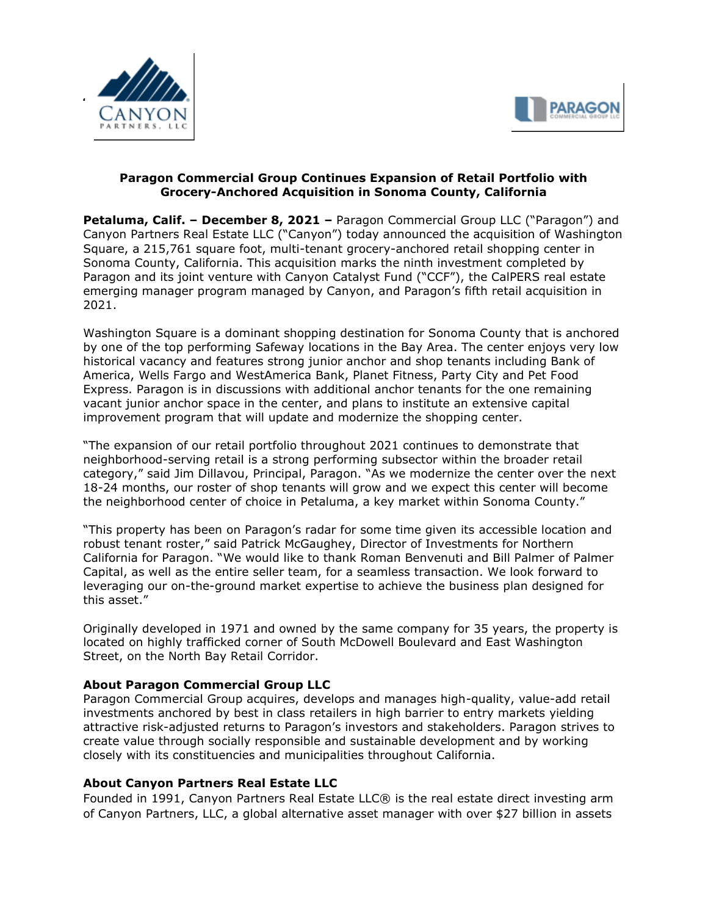**Paragon Commercial Group Continues Expansion of Retail Portfolio with Grocery-Anchored Acquisition in Sonoma County, California**

**Petaluma, Calif. – December 8, 2021 –** Paragon Commercial Group LLC ("Paragon") and Canyon Partners Real Estate LLC ("Canyon") today announced the acquisition of Washington Square, a 215,761 square foot, multi-tenant grocery-anchored retail shopping center in Sonoma County, California. This acquisition marks the ninth investment completed by Paragon and its joint venture with Canyon Catalyst Fund ("CCF"), the CalPERS real estate emerging manager program managed by Canyon, and Paragon's fifth retail acquisition in 2021.

Washington Square is a dominant shopping destination for Sonoma County that is anchored by one of the top performing Safeway locations in the Bay Area. The center enjoys very low historical vacancy and features strong junior anchor and shop tenants including Bank of America, Wells Fargo and WestAmerica Bank, Planet Fitness, Party City and Pet Food Express. Paragon is in discussions with additional anchor tenants for the one remaining vacant junior anchor space in the center, and plans to institute an extensive capital improvement program that will update and modernize the shopping center.

"The expansion of our retail portfolio throughout 2021 continues to demonstrate that neighborhood-serving retail is a strong performing subsector within the broader retail category," said Jim Dillavou, Principal, Paragon. "As we modernize the center over the next 18-24 months, our roster of shop tenants will grow and we expect this center will become the neighborhood center of choice in Petaluma, a key market within Sonoma County."

"This property has been on Paragon's radar for some time given its accessible location and robust tenant roster," said Patrick McGaughey, Director of Investments for Northern California for Paragon. "We would like to thank Roman Benvenuti and Bill Palmer of Palmer Capital, as well as the entire seller team, for a seamless transaction. We look forward to leveraging our on-the-ground market expertise to achieve the business plan designed for this asset."

Originally developed in 1971 and owned by the same company for 35 years, the property is located on highly trafficked corner of South McDowell Boulevard and East Washington Street, on the North Bay Retail Corridor.

**About Paragon Commercial Group LLC**

Paragon Commercial Group acquires, develops and manages high-quality, value-add retail investments anchored by best in class retailers in high barrier to entry markets yielding attractive risk-adjusted returns to Paragon's investors and stakeholders. Paragon strives to create value through socially responsible and sustainable development and by working closely with its constituencies and municipalities throughout California.

**About Canyon Partners Real Estate LLC**

Founded in 1991, Canyon Partners Real Estate LLC® is the real estate direct investing arm of Canyon Partners, LLC, a global alternative asset manager with over $27 billion in assets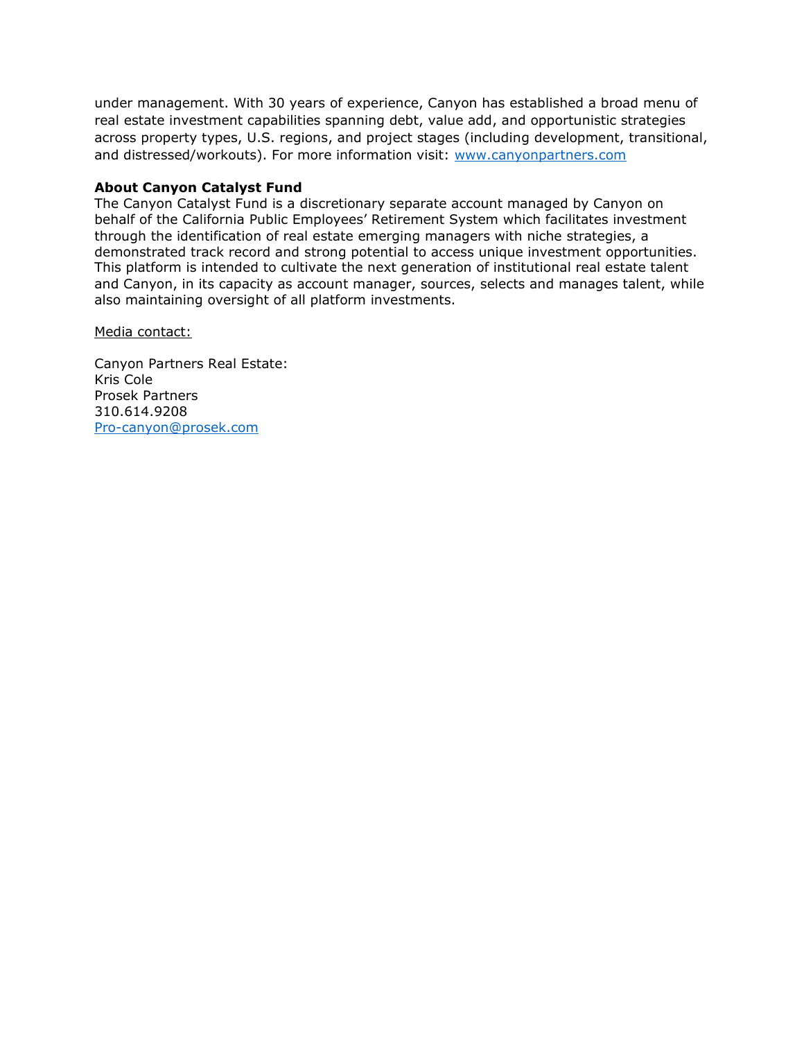under management. With 30 years of experience, Canyon has established a broad menu of real estate investment capabilities spanning debt, value add, and opportunistic strategies across property types, U.S. regions, and project stages (including development, transitional, and distressed/workouts). For more information visit: [www.canyonpartners.com](http://www.canyonpartners.com)

**About Canyon Catalyst Fund**

The Canyon Catalyst Fund is a discretionary separate account managed by Canyon on behalf of the California Public Employees' Retirement System which facilitates investment through the identification of real estate emerging managers with niche strategies, a demonstrated track record and strong potential to access unique investment opportunities. This platform is intended to cultivate the next generation of institutional real estate talent and Canyon, in its capacity as account manager, sources, selects and manages talent, while also maintaining oversight of all platform investments.

Media contact:

Canyon Partners Real Estate:
Kris Cole
Prosek Partners
310.614.9208
[Pro-canyon@prosek.com](mailto:Pro-canyon@prosek.com)